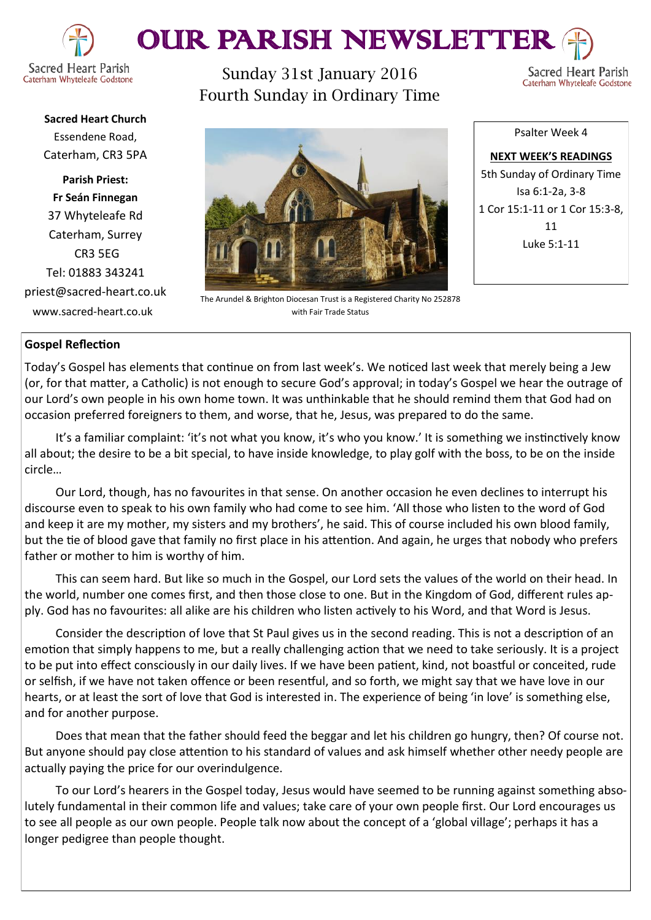# OUR PARISH NEWSLETTER

Sacred Heart Parish
Caterham Whyteleafe Godstone

Sunday 31st January 2016
Fourth Sunday in Ordinary Time

**Sacred Heart Church**
Essendene Road,
Caterham, CR3 5PA

**Parish Priest:**
**Fr Seán Finnegan**
37 Whyteleafe Rd
Caterham, Surrey
CR3 5EG
Tel: 01883 343241
priest@sacred-heart.co.uk
www.sacred-heart.co.uk

The Arundel & Brighton Diocesan Trust is a Registered Charity No 252878 with Fair Trade Status

Psalter Week 4

**NEXT WEEK'S READINGS**
5th Sunday of Ordinary Time
Isa 6:1-2a, 3-8
1 Cor 15:1-11 or 1 Cor 15:3-8, 11
Luke 5:1-11

## Gospel Reflection

Today's Gospel has elements that continue on from last week's. We noticed last week that merely being a Jew (or, for that matter, a Catholic) is not enough to secure God's approval; in today's Gospel we hear the outrage of our Lord's own people in his own home town. It was unthinkable that he should remind them that God had on occasion preferred foreigners to them, and worse, that he, Jesus, was prepared to do the same.

It's a familiar complaint: 'it's not what you know, it's who you know.' It is something we instinctively know all about; the desire to be a bit special, to have inside knowledge, to play golf with the boss, to be on the inside circle…

Our Lord, though, has no favourites in that sense. On another occasion he even declines to interrupt his discourse even to speak to his own family who had come to see him. 'All those who listen to the word of God and keep it are my mother, my sisters and my brothers', he said. This of course included his own blood family, but the tie of blood gave that family no first place in his attention. And again, he urges that nobody who prefers father or mother to him is worthy of him.

This can seem hard. But like so much in the Gospel, our Lord sets the values of the world on their head. In the world, number one comes first, and then those close to one. But in the Kingdom of God, different rules apply. God has no favourites: all alike are his children who listen actively to his Word, and that Word is Jesus.

Consider the description of love that St Paul gives us in the second reading. This is not a description of an emotion that simply happens to me, but a really challenging action that we need to take seriously. It is a project to be put into effect consciously in our daily lives. If we have been patient, kind, not boastful or conceited, rude or selfish, if we have not taken offence or been resentful, and so forth, we might say that we have love in our hearts, or at least the sort of love that God is interested in. The experience of being 'in love' is something else, and for another purpose.

Does that mean that the father should feed the beggar and let his children go hungry, then? Of course not. But anyone should pay close attention to his standard of values and ask himself whether other needy people are actually paying the price for our overindulgence.

To our Lord's hearers in the Gospel today, Jesus would have seemed to be running against something absolutely fundamental in their common life and values; take care of your own people first. Our Lord encourages us to see all people as our own people. People talk now about the concept of a 'global village'; perhaps it has a longer pedigree than people thought.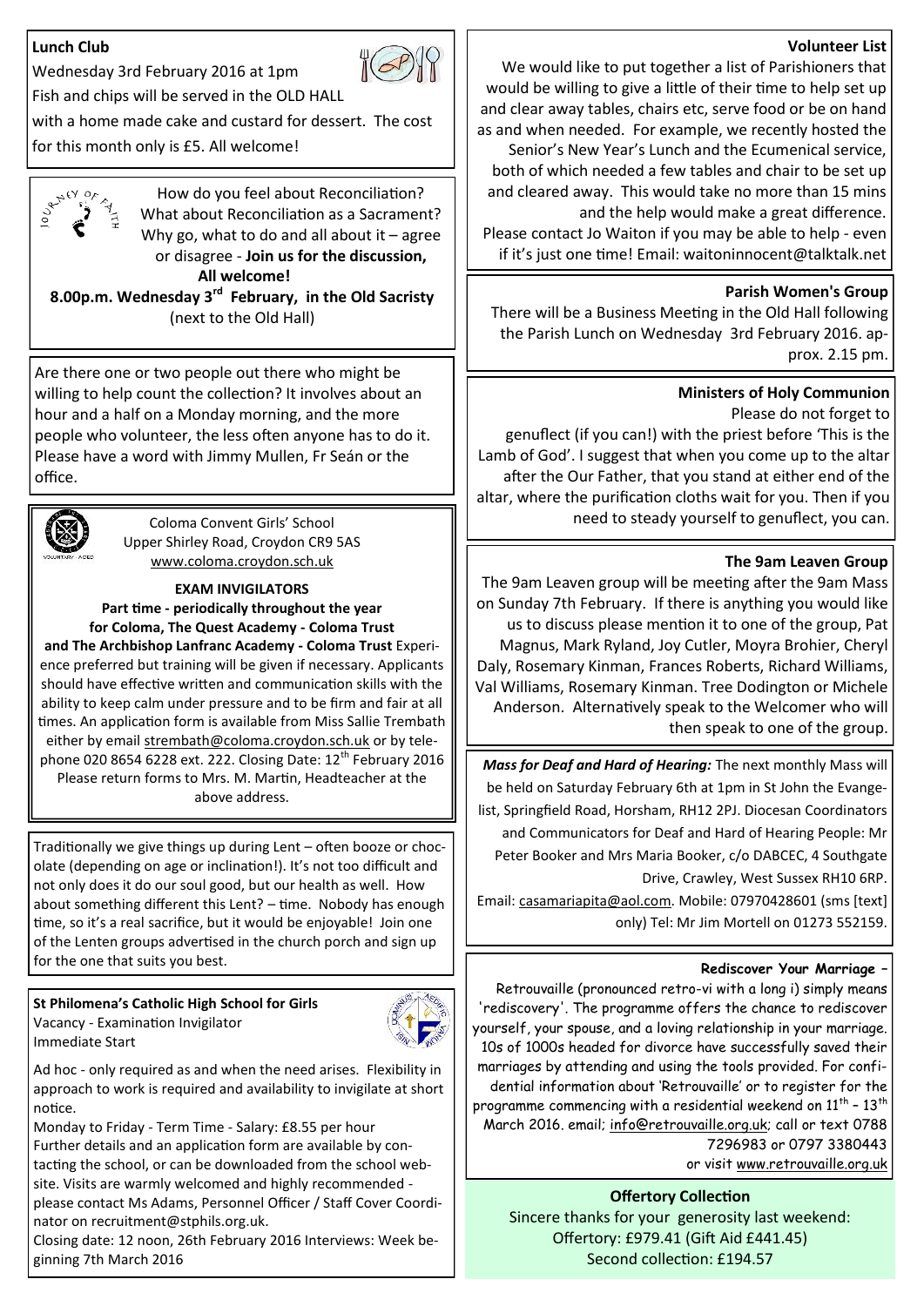**Lunch Club**

Wednesday 3rd February 2016 at 1pm

Fish and chips will be served in the OLD HALL with a home made cake and custard for dessert. The cost for this month only is £5. All welcome!

How do you feel about Reconciliation? What about Reconciliation as a Sacrament? Why go, what to do and all about it – agree or disagree - **Join us for the discussion, All welcome!**

**8.00p.m. Wednesday 3rd February, in the Old Sacristy** (next to the Old Hall)

Are there one or two people out there who might be willing to help count the collection? It involves about an hour and a half on a Monday morning, and the more people who volunteer, the less often anyone has to do it. Please have a word with Jimmy Mullen, Fr Seán or the office.

Coloma Convent Girls' School
Upper Shirley Road, Croydon CR9 5AS
www.coloma.croydon.sch.uk

**EXAM INVIGILATORS**

**Part time - periodically throughout the year for Coloma, The Quest Academy - Coloma Trust and The Archbishop Lanfranc Academy - Coloma Trust** Experience preferred but training will be given if necessary. Applicants should have effective written and communication skills with the ability to keep calm under pressure and to be firm and fair at all times. An application form is available from Miss Sallie Trembath either by email strembath@coloma.croydon.sch.uk or by telephone 020 8654 6228 ext. 222. Closing Date: 12th February 2016 Please return forms to Mrs. M. Martin, Headteacher at the above address.

Traditionally we give things up during Lent – often booze or chocolate (depending on age or inclination!). It's not too difficult and not only does it do our soul good, but our health as well. How about something different this Lent? – time. Nobody has enough time, so it's a real sacrifice, but it would be enjoyable! Join one of the Lenten groups advertised in the church porch and sign up for the one that suits you best.

**St Philomena's Catholic High School for Girls**

Vacancy - Examination Invigilator
Immediate Start

Ad hoc - only required as and when the need arises. Flexibility in approach to work is required and availability to invigilate at short notice.

Monday to Friday - Term Time - Salary: £8.55 per hour
Further details and an application form are available by contacting the school, or can be downloaded from the school website. Visits are warmly welcomed and highly recommended - please contact Ms Adams, Personnel Officer / Staff Cover Coordinator on recruitment@stphils.org.uk.
Closing date: 12 noon, 26th February 2016 Interviews: Week beginning 7th March 2016

**Volunteer List**

We would like to put together a list of Parishioners that would be willing to give a little of their time to help set up and clear away tables, chairs etc, serve food or be on hand as and when needed. For example, we recently hosted the Senior's New Year's Lunch and the Ecumenical service, both of which needed a few tables and chair to be set up and cleared away. This would take no more than 15 mins and the help would make a great difference.
Please contact Jo Waiton if you may be able to help - even if it's just one time! Email: waitoninnocent@talktalk.net

**Parish Women's Group**

There will be a Business Meeting in the Old Hall following the Parish Lunch on Wednesday 3rd February 2016. approx. 2.15 pm.

**Ministers of Holy Communion**

Please do not forget to genuflect (if you can!) with the priest before 'This is the Lamb of God'. I suggest that when you come up to the altar after the Our Father, that you stand at either end of the altar, where the purification cloths wait for you. Then if you need to steady yourself to genuflect, you can.

**The 9am Leaven Group**

The 9am Leaven group will be meeting after the 9am Mass on Sunday 7th February. If there is anything you would like us to discuss please mention it to one of the group, Pat Magnus, Mark Ryland, Joy Cutler, Moyra Brohier, Cheryl Daly, Rosemary Kinman, Frances Roberts, Richard Williams, Val Williams, Rosemary Kinman. Tree Dodington or Michele Anderson. Alternatively speak to the Welcomer who will then speak to one of the group.

***Mass for Deaf and Hard of Hearing:*** The next monthly Mass will be held on Saturday February 6th at 1pm in St John the Evangelist, Springfield Road, Horsham, RH12 2PJ. Diocesan Coordinators and Communicators for Deaf and Hard of Hearing People: Mr Peter Booker and Mrs Maria Booker, c/o DABCEC, 4 Southgate Drive, Crawley, West Sussex RH10 6RP.
Email: casamariapita@aol.com. Mobile: 07970428601 (sms [text] only) Tel: Mr Jim Mortell on 01273 552159.

**Rediscover Your Marriage –**

Retrouvaille (pronounced retro-vi with a long i) simply means 'rediscovery'. The programme offers the chance to rediscover yourself, your spouse, and a loving relationship in your marriage. 10s of 1000s headed for divorce have successfully saved their marriages by attending and using the tools provided. For confidential information about 'Retrouvaille' or to register for the programme commencing with a residential weekend on 11th – 13th March 2016. email; info@retrouvaille.org.uk; call or text 0788 7296983 or 0797 3380443 or visit www.retrouvaille.org.uk

**Offertory Collection**

Sincere thanks for your generosity last weekend:
Offertory: £979.41 (Gift Aid £441.45)
Second collection: £194.57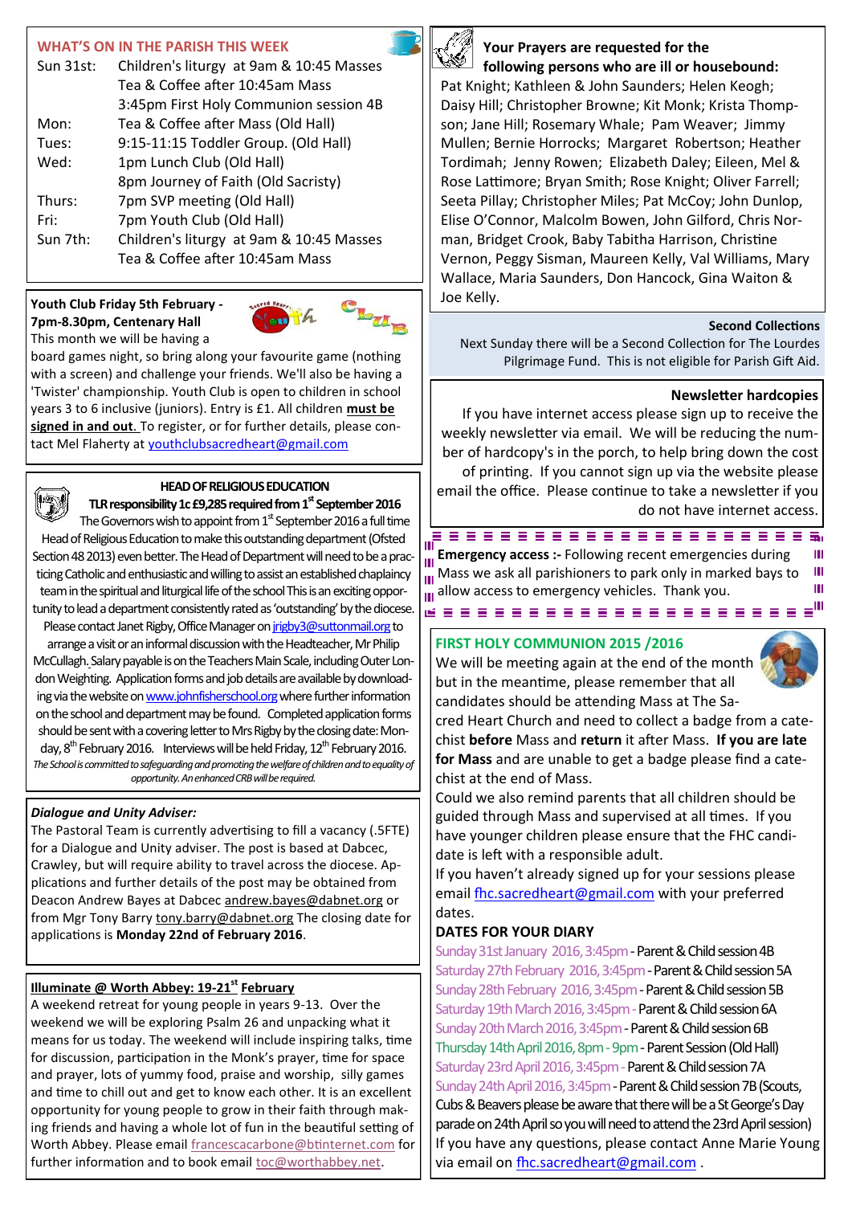## WHAT'S ON IN THE PARISH THIS WEEK

| | |
|---|---|
| Sun 31st: | Children's liturgy at 9am & 10:45 Masses<br>Tea & Coffee after 10:45am Mass<br>3:45pm First Holy Communion session 4B |
| Mon: | Tea & Coffee after Mass (Old Hall) |
| Tues: | 9:15-11:15 Toddler Group. (Old Hall) |
| Wed: | 1pm Lunch Club (Old Hall)<br>8pm Journey of Faith (Old Sacristy) |
| Thurs: | 7pm SVP meeting (Old Hall) |
| Fri: | 7pm Youth Club (Old Hall) |
| Sun 7th: | Children's liturgy at 9am & 10:45 Masses<br>Tea & Coffee after 10:45am Mass |

**Youth Club Friday 5th February - 7pm-8.30pm, Centenary Hall**

This month we will be having a board games night, so bring along your favourite game (nothing with a screen) and challenge your friends. We'll also be having a 'Twister' championship. Youth Club is open to children in school years 3 to 6 inclusive (juniors). Entry is £1. All children **must be signed in and out.** To register, or for further details, please contact Mel Flaherty at youthclubsacredheart@gmail.com

**HEAD OF RELIGIOUS EDUCATION**

**TLR responsibility 1c £9,285 required from 1st September 2016**

The Governors wish to appoint from 1st September 2016 a full time Head of Religious Education to make this outstanding department (Ofsted Section 48 2013) even better. The Head of Department will need to be a practicing Catholic and enthusiastic and willing to assist an established chaplaincy team in the spiritual and liturgical life of the school This is an exciting opportunity to lead a department consistently rated as 'outstanding' by the diocese. Please contact Janet Rigby, Office Manager on jrigby3@suttonmail.org to arrange a visit or an informal discussion with the Headteacher, Mr Philip McCullagh. Salary payable is on the Teachers Main Scale, including Outer London Weighting. Application forms and job details are available by downloading via the website on www.johnfisherschool.org where further information on the school and department may be found. Completed application forms should be sent with a covering letter to Mrs Rigby by the closing date: Monday, 8th February 2016. Interviews will be held Friday, 12th February 2016.

*The School is committed to safeguarding and promoting the welfare of children and to equality of opportunity. An enhanced CRB will be required.*

***Dialogue and Unity Adviser:***

The Pastoral Team is currently advertising to fill a vacancy (.5FTE) for a Dialogue and Unity adviser. The post is based at Dabcec, Crawley, but will require ability to travel across the diocese. Applications and further details of the post may be obtained from Deacon Andrew Bayes at Dabcec andrew.bayes@dabnet.org or from Mgr Tony Barry tony.barry@dabnet.org The closing date for applications is **Monday 22nd of February 2016**.

**Illuminate @ Worth Abbey: 19-21st February**

A weekend retreat for young people in years 9-13. Over the weekend we will be exploring Psalm 26 and unpacking what it means for us today. The weekend will include inspiring talks, time for discussion, participation in the Monk's prayer, time for space and prayer, lots of yummy food, praise and worship, silly games and time to chill out and get to know each other. It is an excellent opportunity for young people to grow in their faith through making friends and having a whole lot of fun in the beautiful setting of Worth Abbey. Please email francescacarbone@btinternet.com for further information and to book email toc@worthabbey.net.

**Your Prayers are requested for the following persons who are ill or housebound:**

Pat Knight; Kathleen & John Saunders; Helen Keogh; Daisy Hill; Christopher Browne; Kit Monk; Krista Thompson; Jane Hill; Rosemary Whale; Pam Weaver; Jimmy Mullen; Bernie Horrocks; Margaret Robertson; Heather Tordimah; Jenny Rowen; Elizabeth Daley; Eileen, Mel & Rose Lattimore; Bryan Smith; Rose Knight; Oliver Farrell; Seeta Pillay; Christopher Miles; Pat McCoy; John Dunlop, Elise O'Connor, Malcolm Bowen, John Gilford, Chris Norman, Bridget Crook, Baby Tabitha Harrison, Christine Vernon, Peggy Sisman, Maureen Kelly, Val Williams, Mary Wallace, Maria Saunders, Don Hancock, Gina Waiton & Joe Kelly.

**Second Collections**

Next Sunday there will be a Second Collection for The Lourdes Pilgrimage Fund. This is not eligible for Parish Gift Aid.

**Newsletter hardcopies**

If you have internet access please sign up to receive the weekly newsletter via email. We will be reducing the number of hardcopy's in the porch, to help bring down the cost of printing. If you cannot sign up via the website please email the office. Please continue to take a newsletter if you do not have internet access.

**Emergency access :-** Following recent emergencies during Mass we ask all parishioners to park only in marked bays to allow access to emergency vehicles. Thank you.

## FIRST HOLY COMMUNION 2015 /2016

We will be meeting again at the end of the month but in the meantime, please remember that all candidates should be attending Mass at The Sacred Heart Church and need to collect a badge from a catechist **before** Mass and **return** it after Mass. **If you are late for Mass** and are unable to get a badge please find a catechist at the end of Mass.

Could we also remind parents that all children should be guided through Mass and supervised at all times. If you have younger children please ensure that the FHC candidate is left with a responsible adult.

If you haven't already signed up for your sessions please email fhc.sacredheart@gmail.com with your preferred dates.

**DATES FOR YOUR DIARY**

Sunday 31st January 2016, 3:45pm - Parent & Child session 4B
Saturday 27th February 2016, 3:45pm - Parent & Child session 5A
Sunday 28th February 2016, 3:45pm - Parent & Child session 5B
Saturday 19th March 2016, 3:45pm - Parent & Child session 6A
Sunday 20th March 2016, 3:45pm - Parent & Child session 6B
Thursday 14th April 2016, 8pm - 9pm - Parent Session (Old Hall)
Saturday 23rd April 2016, 3:45pm - Parent & Child session 7A
Sunday 24th April 2016, 3:45pm - Parent & Child session 7B (Scouts, Cubs & Beavers please be aware that there will be a St George's Day parade on 24th April so you will need to attend the 23rd April session)

If you have any questions, please contact Anne Marie Young via email on fhc.sacredheart@gmail.com .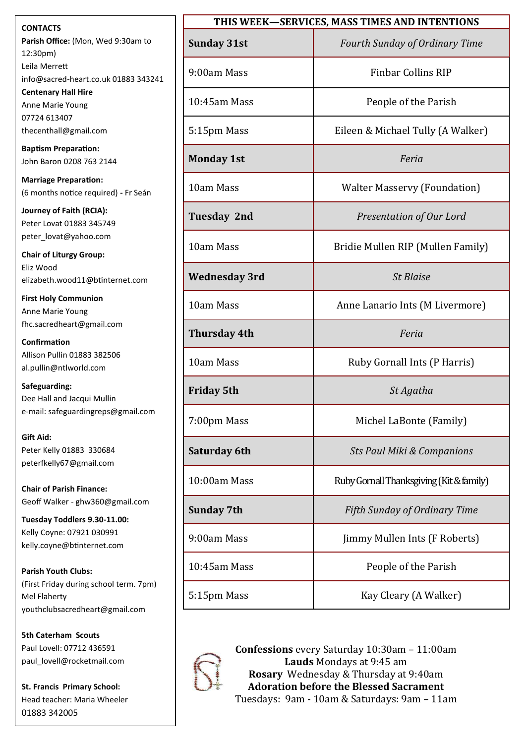**CONTACTS**

**Parish Office:** (Mon, Wed 9:30am to 12:30pm)
Leila Merrett
info@sacred-heart.co.uk 01883 343241

**Centenary Hall Hire**
Anne Marie Young
07724 613407
thecenthall@gmail.com

**Baptism Preparation:**
John Baron 0208 763 2144

**Marriage Preparation:**
(6 months notice required) **-** Fr Seán

**Journey of Faith (RCIA):**
Peter Lovat 01883 345749
peter_lovat@yahoo.com

**Chair of Liturgy Group:**
Eliz Wood
elizabeth.wood11@btinternet.com

**First Holy Communion**
Anne Marie Young
fhc.sacredheart@gmail.com

**Confirmation**
Allison Pullin 01883 382506
al.pullin@ntlworld.com

**Safeguarding:**
Dee Hall and Jacqui Mullin
e-mail: safeguardingreps@gmail.com

**Gift Aid:**
Peter Kelly 01883 330684
peterfkelly67@gmail.com

**Chair of Parish Finance:**
Geoff Walker - ghw360@gmail.com

**Tuesday Toddlers 9.30-11.00:**
Kelly Coyne: 07921 030991
kelly.coyne@btinternet.com

**Parish Youth Clubs:**
(First Friday during school term. 7pm)
Mel Flaherty
youthclubsacredheart@gmail.com

**5th Caterham Scouts**
Paul Lovell: 07712 436591
paul_lovell@rocketmail.com

**St. Francis Primary School:**
Head teacher: Maria Wheeler
01883 342005

**THIS WEEK—SERVICES, MASS TIMES AND INTENTIONS**

| | |
|---|---|
| **Sunday 31st** | *Fourth Sunday of Ordinary Time* |
| 9:00am Mass | Finbar Collins RIP |
| 10:45am Mass | People of the Parish |
| 5:15pm Mass | Eileen & Michael Tully (A Walker) |
| **Monday 1st** | *Feria* |
| 10am Mass | Walter Masservy (Foundation) |
| **Tuesday 2nd** | *Presentation of Our Lord* |
| 10am Mass | Bridie Mullen RIP (Mullen Family) |
| **Wednesday 3rd** | *St Blaise* |
| 10am Mass | Anne Lanario Ints (M Livermore) |
| **Thursday 4th** | *Feria* |
| 10am Mass | Ruby Gornall Ints (P Harris) |
| **Friday 5th** | *St Agatha* |
| 7:00pm Mass | Michel LaBonte (Family) |
| **Saturday 6th** | *Sts Paul Miki & Companions* |
| 10:00am Mass | Ruby Gornall Thanksgiving (Kit & family) |
| **Sunday 7th** | *Fifth Sunday of Ordinary Time* |
| 9:00am Mass | Jimmy Mullen Ints (F Roberts) |
| 10:45am Mass | People of the Parish |
| 5:15pm Mass | Kay Cleary (A Walker) |

**Confessions** every Saturday 10:30am – 11:00am
**Lauds** Mondays at 9:45 am
**Rosary** Wednesday & Thursday at 9:40am
**Adoration before the Blessed Sacrament**
Tuesdays: 9am - 10am & Saturdays: 9am – 11am